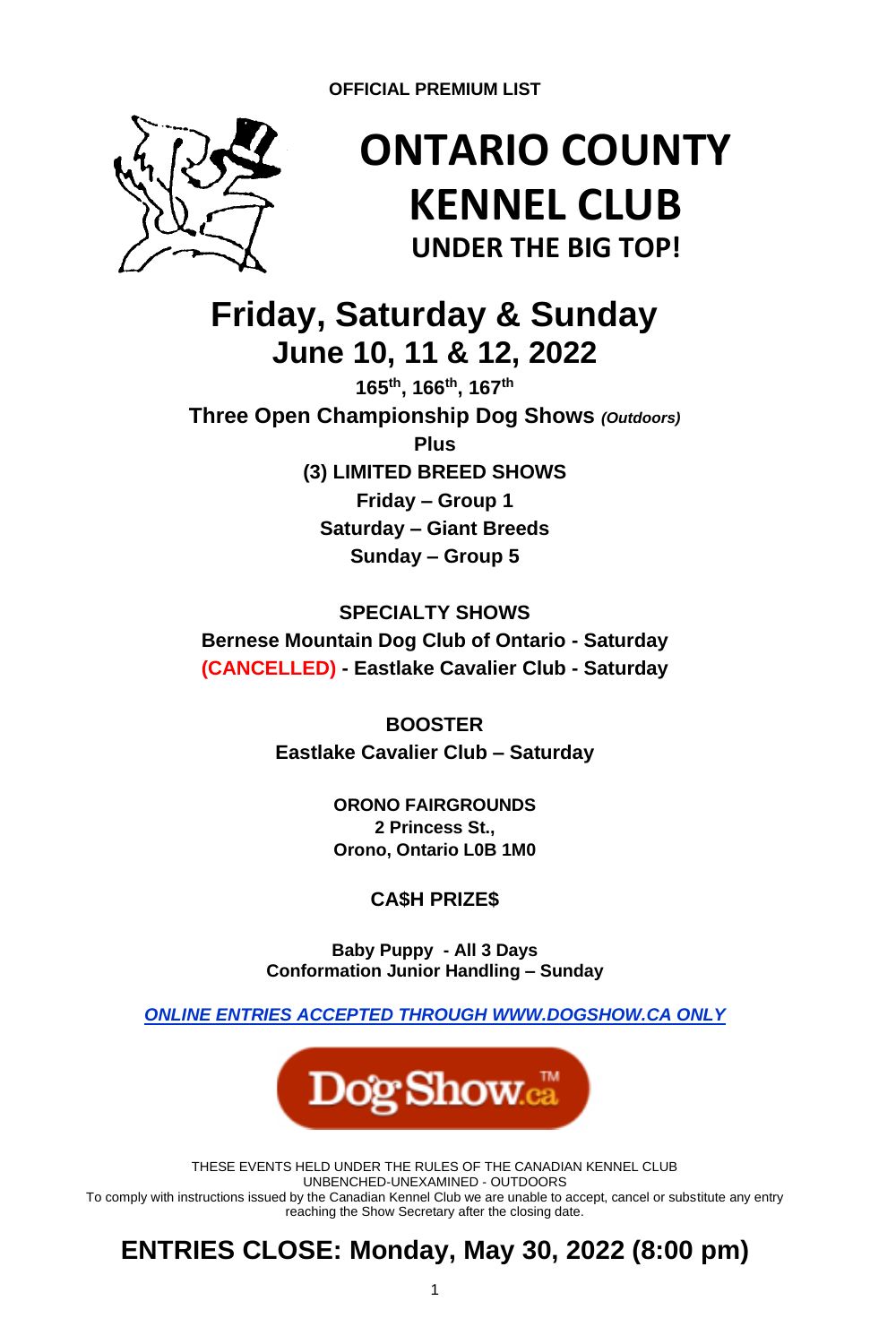**OFFICIAL PREMIUM LIST**

# ONTARIO COUNTY KENNEL CLUB

## UNDER THE BIG TOP!

# Friday, Saturday & Sunday
# June 10, 11 & 12, 2022

**165th, 166th, 167th**

**Three Open Championship Dog Shows *(Outdoors)***

**Plus**

**(3) LIMITED BREED SHOWS**

**Friday – Group 1**

**Saturday – Giant Breeds**

**Sunday – Group 5**

**SPECIALTY SHOWS**

**Bernese Mountain Dog Club of Ontario - Saturday**

**(CANCELLED) - Eastlake Cavalier Club - Saturday**

**BOOSTER**

**Eastlake Cavalier Club – Saturday**

**ORONO FAIRGROUNDS**
**2 Princess St.,**
**Orono, Ontario L0B 1M0**

**CA$H PRIZE$**

**Baby Puppy - All 3 Days**
**Conformation Junior Handling – Sunday**

***ONLINE ENTRIES ACCEPTED THROUGH WWW.DOGSHOW.CA ONLY***

DogShow.ca™

THESE EVENTS HELD UNDER THE RULES OF THE CANADIAN KENNEL CLUB
UNBENCHED-UNEXAMINED - OUTDOORS
To comply with instructions issued by the Canadian Kennel Club we are unable to accept, cancel or substitute any entry reaching the Show Secretary after the closing date.

## ENTRIES CLOSE: Monday, May 30, 2022 (8:00 pm)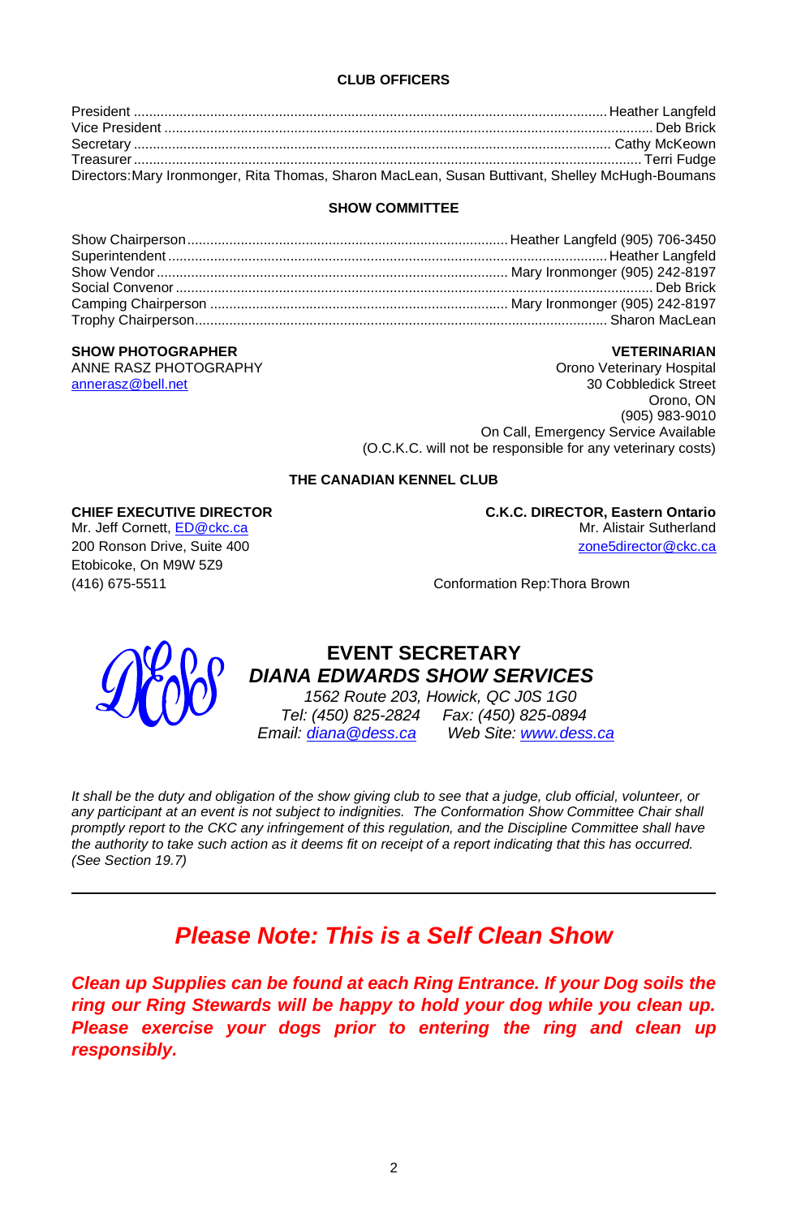## CLUB OFFICERS

President ............ Heather Langfeld
Vice President ............ Deb Brick
Secretary ............ Cathy McKeown
Treasurer ............ Terri Fudge
Directors: Mary Ironmonger, Rita Thomas, Sharon MacLean, Susan Buttivant, Shelley McHugh-Boumans

## SHOW COMMITTEE

Show Chairperson ............ Heather Langfeld (905) 706-3450
Superintendent ............ Heather Langfeld
Show Vendor ............ Mary Ironmonger (905) 242-8197
Social Convenor ............ Deb Brick
Camping Chairperson ............ Mary Ironmonger (905) 242-8197
Trophy Chairperson ............ Sharon MacLean

**SHOW PHOTOGRAPHER**
ANNE RASZ PHOTOGRAPHY
annerasz@bell.net

**VETERINARIAN**
Orono Veterinary Hospital
30 Cobbledick Street
Orono, ON
(905) 983-9010
On Call, Emergency Service Available
(O.C.K.C. will not be responsible for any veterinary costs)

## THE CANADIAN KENNEL CLUB

**CHIEF EXECUTIVE DIRECTOR**
Mr. Jeff Cornett, ED@ckc.ca
200 Ronson Drive, Suite 400
Etobicoke, On M9W 5Z9
(416) 675-5511

**C.K.C. DIRECTOR, Eastern Ontario**
Mr. Alistair Sutherland
zone5director@ckc.ca

Conformation Rep: Thora Brown

## EVENT SECRETARY
### *DIANA EDWARDS SHOW SERVICES*

*1562 Route 203, Howick, QC J0S 1G0*
*Tel: (450) 825-2824 Fax: (450) 825-0894*
*Email: diana@dess.ca Web Site: www.dess.ca*

*It shall be the duty and obligation of the show giving club to see that a judge, club official, volunteer, or any participant at an event is not subject to indignities. The Conformation Show Committee Chair shall promptly report to the CKC any infringement of this regulation, and the Discipline Committee shall have the authority to take such action as it deems fit on receipt of a report indicating that this has occurred. (See Section 19.7)*

---

## *Please Note: This is a Self Clean Show*

***Clean up Supplies can be found at each Ring Entrance. If your Dog soils the ring our Ring Stewards will be happy to hold your dog while you clean up. Please exercise your dogs prior to entering the ring and clean up responsibly.***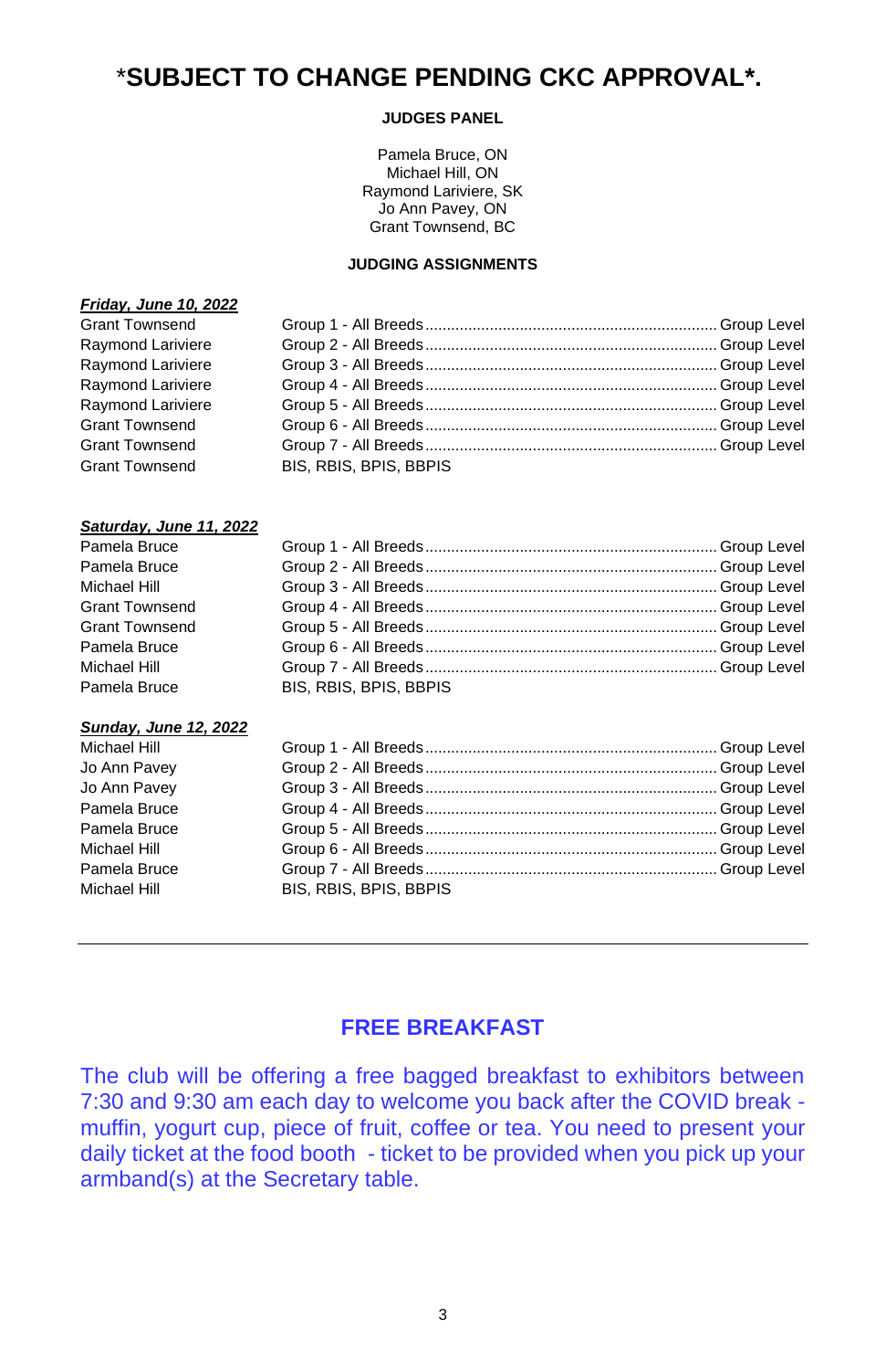# *SUBJECT TO CHANGE PENDING CKC APPROVAL*.

**JUDGES PANEL**

Pamela Bruce, ON
Michael Hill, ON
Raymond Lariviere, SK
Jo Ann Pavey, ON
Grant Townsend, BC

**JUDGING ASSIGNMENTS**

***Friday, June 10, 2022***

| | | |
|---|---|---|
| Grant Townsend | Group 1 - All Breeds | Group Level |
| Raymond Lariviere | Group 2 - All Breeds | Group Level |
| Raymond Lariviere | Group 3 - All Breeds | Group Level |
| Raymond Lariviere | Group 4 - All Breeds | Group Level |
| Raymond Lariviere | Group 5 - All Breeds | Group Level |
| Grant Townsend | Group 6 - All Breeds | Group Level |
| Grant Townsend | Group 7 - All Breeds | Group Level |
| Grant Townsend | BIS, RBIS, BPIS, BBPIS | |

***Saturday, June 11, 2022***

| | | |
|---|---|---|
| Pamela Bruce | Group 1 - All Breeds | Group Level |
| Pamela Bruce | Group 2 - All Breeds | Group Level |
| Michael Hill | Group 3 - All Breeds | Group Level |
| Grant Townsend | Group 4 - All Breeds | Group Level |
| Grant Townsend | Group 5 - All Breeds | Group Level |
| Pamela Bruce | Group 6 - All Breeds | Group Level |
| Michael Hill | Group 7 - All Breeds | Group Level |
| Pamela Bruce | BIS, RBIS, BPIS, BBPIS | |

***Sunday, June 12, 2022***

| | | |
|---|---|---|
| Michael Hill | Group 1 - All Breeds | Group Level |
| Jo Ann Pavey | Group 2 - All Breeds | Group Level |
| Jo Ann Pavey | Group 3 - All Breeds | Group Level |
| Pamela Bruce | Group 4 - All Breeds | Group Level |
| Pamela Bruce | Group 5 - All Breeds | Group Level |
| Michael Hill | Group 6 - All Breeds | Group Level |
| Pamela Bruce | Group 7 - All Breeds | Group Level |
| Michael Hill | BIS, RBIS, BPIS, BBPIS | |

---

## FREE BREAKFAST

The club will be offering a free bagged breakfast to exhibitors between 7:30 and 9:30 am each day to welcome you back after the COVID break - muffin, yogurt cup, piece of fruit, coffee or tea. You need to present your daily ticket at the food booth - ticket to be provided when you pick up your armband(s) at the Secretary table.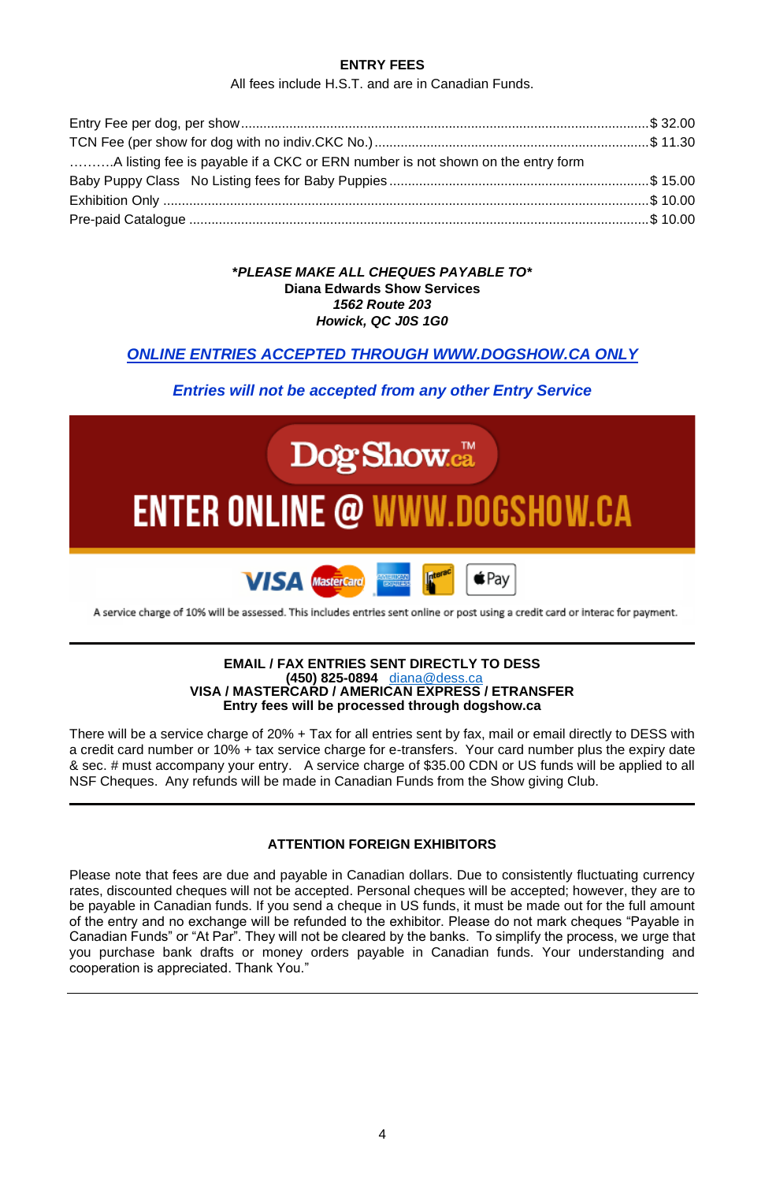## ENTRY FEES

All fees include H.S.T. and are in Canadian Funds.

Entry Fee per dog, per show ........ $ 32.00
TCN Fee (per show for dog with no indiv.CKC No.) ........ $ 11.30
……….A listing fee is payable if a CKC or ERN number is not shown on the entry form
Baby Puppy Class   No Listing fees for Baby Puppies ........ $ 15.00
Exhibition Only ........ $ 10.00
Pre-paid Catalogue ........ $ 10.00

***PLEASE MAKE ALL CHEQUES PAYABLE TO***
**Diana Edwards Show Services**
***1562 Route 203***
***Howick, QC J0S 1G0***

***ONLINE ENTRIES ACCEPTED THROUGH WWW.DOGSHOW.CA ONLY***

***Entries will not be accepted from any other Entry Service***

DogShow.ca™
ENTER ONLINE @ WWW.DOGSHOW.CA

VISA MasterCard AMERICAN EXPRESS Interac Pay

A service charge of 10% will be assessed. This includes entries sent online or post using a credit card or interac for payment.

---

**EMAIL / FAX ENTRIES SENT DIRECTLY TO DESS**
**(450) 825-0894** diana@dess.ca
**VISA / MASTERCARD / AMERICAN EXPRESS / ETRANSFER**
**Entry fees will be processed through dogshow.ca**

There will be a service charge of 20% + Tax for all entries sent by fax, mail or email directly to DESS with a credit card number or 10% + tax service charge for e-transfers. Your card number plus the expiry date & sec. # must accompany your entry. A service charge of $35.00 CDN or US funds will be applied to all NSF Cheques. Any refunds will be made in Canadian Funds from the Show giving Club.

---

### ATTENTION FOREIGN EXHIBITORS

Please note that fees are due and payable in Canadian dollars. Due to consistently fluctuating currency rates, discounted cheques will not be accepted. Personal cheques will be accepted; however, they are to be payable in Canadian funds. If you send a cheque in US funds, it must be made out for the full amount of the entry and no exchange will be refunded to the exhibitor. Please do not mark cheques "Payable in Canadian Funds" or "At Par". They will not be cleared by the banks. To simplify the process, we urge that you purchase bank drafts or money orders payable in Canadian funds. Your understanding and cooperation is appreciated. Thank You."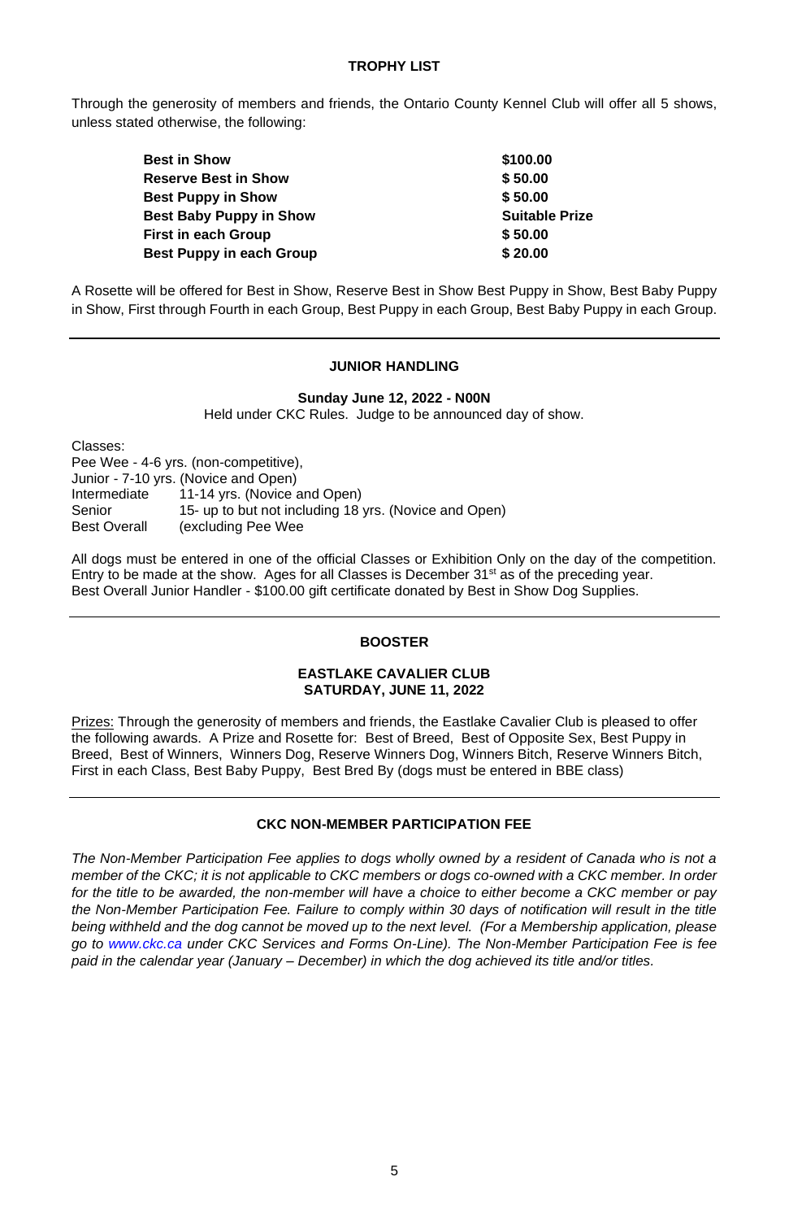## TROPHY LIST

Through the generosity of members and friends, the Ontario County Kennel Club will offer all 5 shows, unless stated otherwise, the following:

| | |
|---|---|
| **Best in Show** | **$100.00** |
| **Reserve Best in Show** | **$ 50.00** |
| **Best Puppy in Show** | **$ 50.00** |
| **Best Baby Puppy in Show** | **Suitable Prize** |
| **First in each Group** | **$ 50.00** |
| **Best Puppy in each Group** | **$ 20.00** |

A Rosette will be offered for Best in Show, Reserve Best in Show Best Puppy in Show, Best Baby Puppy in Show, First through Fourth in each Group, Best Puppy in each Group, Best Baby Puppy in each Group.

---

## JUNIOR HANDLING

**Sunday June 12, 2022 - N0ON**

Held under CKC Rules. Judge to be announced day of show.

Classes:
Pee Wee - 4-6 yrs. (non-competitive),
Junior - 7-10 yrs. (Novice and Open)
Intermediate 11-14 yrs. (Novice and Open)
Senior 15- up to but not including 18 yrs. (Novice and Open)
Best Overall (excluding Pee Wee

All dogs must be entered in one of the official Classes or Exhibition Only on the day of the competition. Entry to be made at the show. Ages for all Classes is December 31st as of the preceding year.
Best Overall Junior Handler - $100.00 gift certificate donated by Best in Show Dog Supplies.

---

## BOOSTER

**EASTLAKE CAVALIER CLUB**
**SATURDAY, JUNE 11, 2022**

Prizes: Through the generosity of members and friends, the Eastlake Cavalier Club is pleased to offer the following awards. A Prize and Rosette for: Best of Breed, Best of Opposite Sex, Best Puppy in Breed, Best of Winners, Winners Dog, Reserve Winners Dog, Winners Bitch, Reserve Winners Bitch, First in each Class, Best Baby Puppy, Best Bred By (dogs must be entered in BBE class)

---

## CKC NON-MEMBER PARTICIPATION FEE

*The Non-Member Participation Fee applies to dogs wholly owned by a resident of Canada who is not a member of the CKC; it is not applicable to CKC members or dogs co-owned with a CKC member. In order for the title to be awarded, the non-member will have a choice to either become a CKC member or pay the Non-Member Participation Fee. Failure to comply within 30 days of notification will result in the title being withheld and the dog cannot be moved up to the next level. (For a Membership application, please go to www.ckc.ca under CKC Services and Forms On-Line). The Non-Member Participation Fee is fee paid in the calendar year (January – December) in which the dog achieved its title and/or titles.*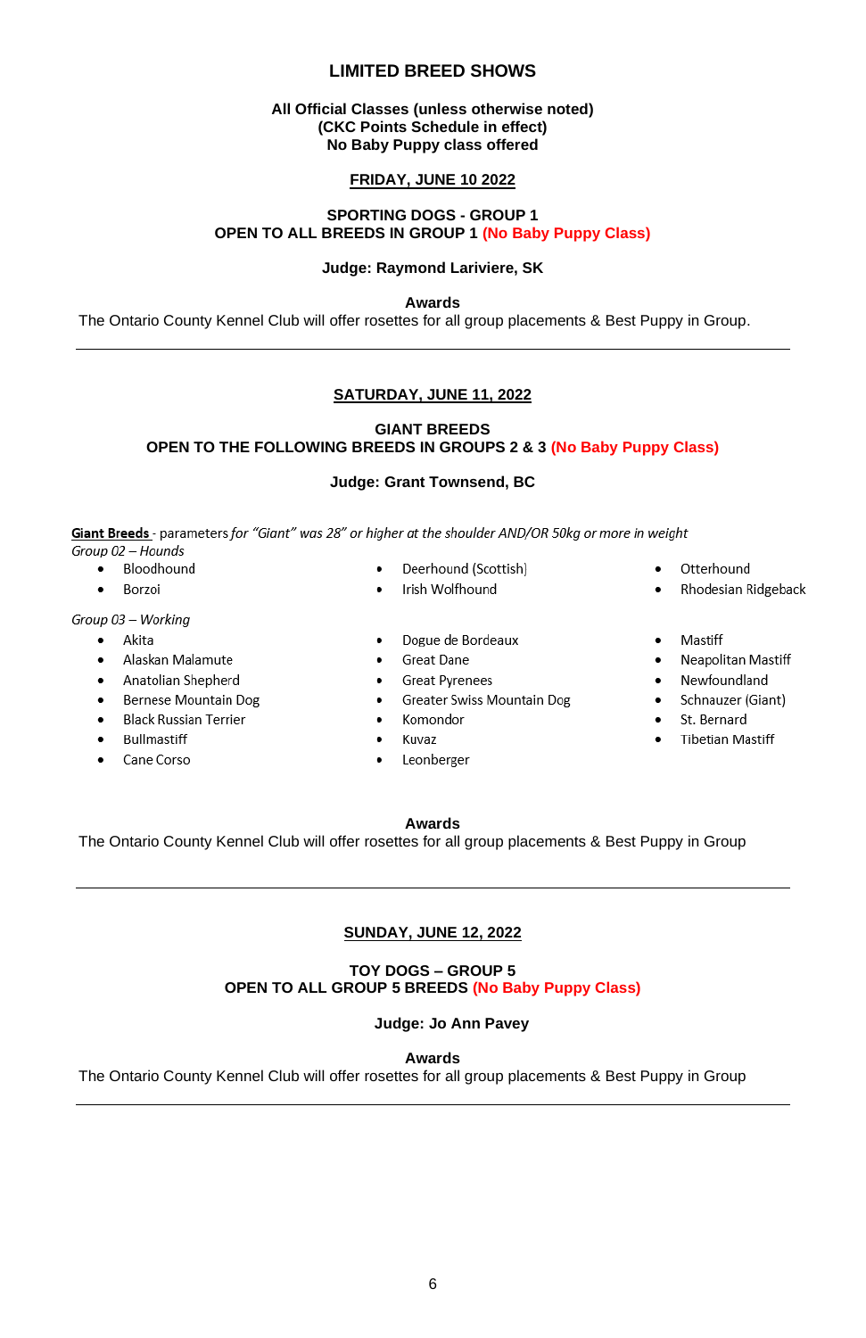# LIMITED BREED SHOWS

**All Official Classes (unless otherwise noted)**
**(CKC Points Schedule in effect)**
**No Baby Puppy class offered**

## FRIDAY, JUNE 10 2022

**SPORTING DOGS - GROUP 1**
**OPEN TO ALL BREEDS IN GROUP 1 (No Baby Puppy Class)**

**Judge: Raymond Lariviere, SK**

**Awards**
The Ontario County Kennel Club will offer rosettes for all group placements & Best Puppy in Group.

---

## SATURDAY, JUNE 11, 2022

**GIANT BREEDS**
**OPEN TO THE FOLLOWING BREEDS IN GROUPS 2 & 3 (No Baby Puppy Class)**

**Judge: Grant Townsend, BC**

**Giant Breeds** - parameters *for "Giant" was 28" or higher at the shoulder AND/OR 50kg or more in weight*

*Group 02 – Hounds*

- Bloodhound
- Borzoi
- Deerhound (Scottish)
- Irish Wolfhound
- Otterhound
- Rhodesian Ridgeback

*Group 03 – Working*

- Akita
- Alaskan Malamute
- Anatolian Shepherd
- Bernese Mountain Dog
- Black Russian Terrier
- Bullmastiff
- Cane Corso
- Dogue de Bordeaux
- Great Dane
- Great Pyrenees
- Greater Swiss Mountain Dog
- Komondor
- Kuvaz
- Leonberger
- Mastiff
- Neapolitan Mastiff
- Newfoundland
- Schnauzer (Giant)
- St. Bernard
- Tibetan Mastiff

**Awards**
The Ontario County Kennel Club will offer rosettes for all group placements & Best Puppy in Group

---

## SUNDAY, JUNE 12, 2022

**TOY DOGS – GROUP 5**
**OPEN TO ALL GROUP 5 BREEDS (No Baby Puppy Class)**

**Judge: Jo Ann Pavey**

**Awards**
The Ontario County Kennel Club will offer rosettes for all group placements & Best Puppy in Group

---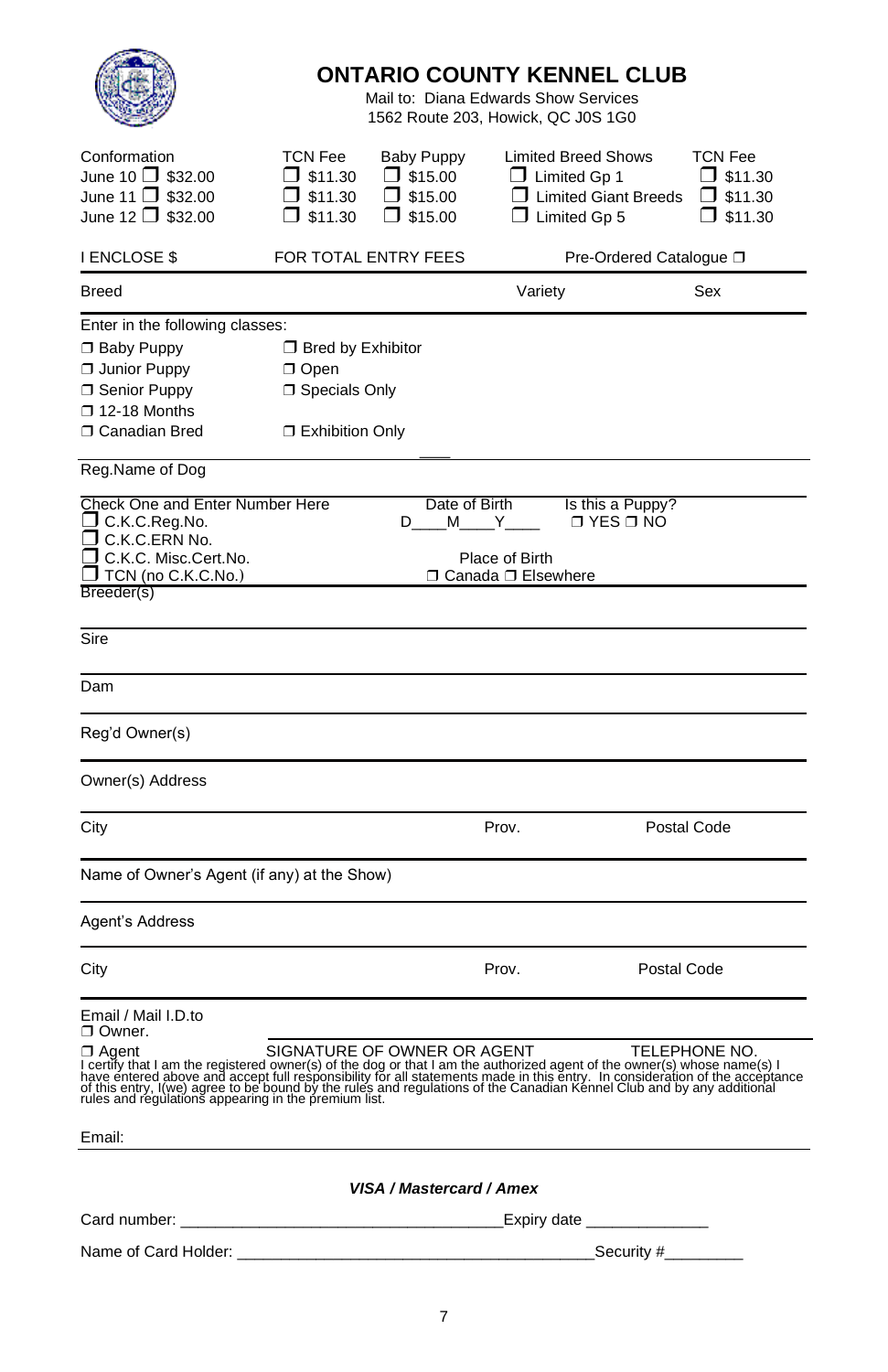# ONTARIO COUNTY KENNEL CLUB

Mail to: Diana Edwards Show Services
1562 Route 203, Howick, QC J0S 1G0

| Conformation | TCN Fee | Baby Puppy | Limited Breed Shows | TCN Fee |
|---|---|---|---|---|
| June 10 ❐ $32.00 | ❐ $11.30 | ❐ $15.00 | ❐ Limited Gp 1 | ❐ $11.30 |
| June 11 ❐ $32.00 | ❐ $11.30 | ❐ $15.00 | ❐ Limited Giant Breeds | ❐ $11.30 |
| June 12 ❐ $32.00 | ❐ $11.30 | ❐ $15.00 | ❐ Limited Gp 5 | ❐ $11.30 |

I ENCLOSE $ FOR TOTAL ENTRY FEES Pre-Ordered Catalogue ❐

Breed Variety Sex

Enter in the following classes:

- ❐ Baby Puppy
- ❐ Junior Puppy
- ❐ Senior Puppy
- ❐ 12-18 Months
- ❐ Canadian Bred
- ❐ Bred by Exhibitor
- ❐ Open
- ❐ Specials Only
- ❐ Exhibition Only

Reg.Name of Dog

Check One and Enter Number Here

- ❐ C.K.C.Reg.No.
- ❐ C.K.C.ERN No.
- ❐ C.K.C. Misc.Cert.No.
- ❐ TCN (no C.K.C.No.)

Date of Birth D____M____Y____

Is this a Puppy? ❐ YES ❐ NO

Place of Birth ❐ Canada ❐ Elsewhere

Breeder(s)

Sire

Dam

Reg'd Owner(s)

Owner(s) Address

City Prov. Postal Code

Name of Owner's Agent (if any) at the Show)

Agent's Address

City Prov. Postal Code

Email / Mail I.D.to
❐ Owner.
❐ Agent

SIGNATURE OF OWNER OR AGENT TELEPHONE NO.

I certify that I am the registered owner(s) of the dog or that I am the authorized agent of the owner(s) whose name(s) I have entered above and accept full responsibility for all statements made in this entry. In consideration of the acceptance of this entry, I(we) agree to be bound by the rules and regulations of the Canadian Kennel Club and by any additional rules and regulations appearing in the premium list.

Email:

***VISA / Mastercard / Amex***

Card number: ____________________________________Expiry date ______________

Name of Card Holder: ________________________________________Security #_________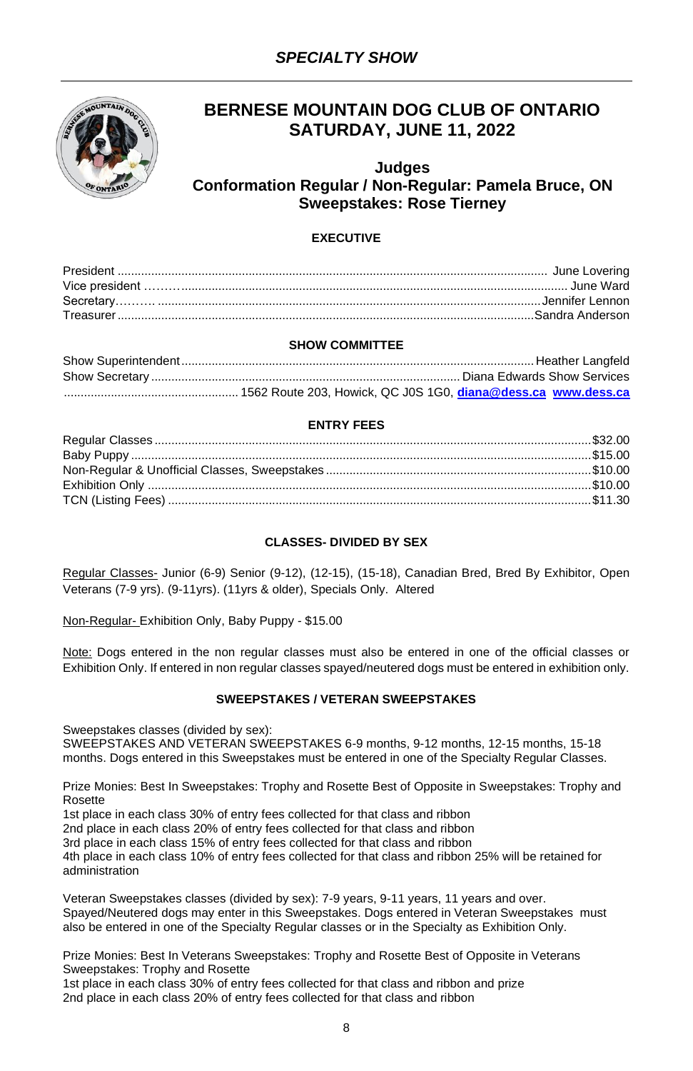## *SPECIALTY SHOW*

# BERNESE MOUNTAIN DOG CLUB OF ONTARIO
# SATURDAY, JUNE 11, 2022

### Judges
### Conformation Regular / Non-Regular: Pamela Bruce, ON
### Sweepstakes: Rose Tierney

**EXECUTIVE**

President .................................................................. June Lovering
Vice president ……….............................................................. June Ward
Secretary………. ........................................................... Jennifer Lennon
Treasurer ................................................................... Sandra Anderson

**SHOW COMMITTEE**

Show Superintendent ........................................................ Heather Langfeld
Show Secretary ........................................................ Diana Edwards Show Services
.................................................... 1562 Route 203, Howick, QC J0S 1G0, **diana@dess.ca** **www.dess.ca**

**ENTRY FEES**

Regular Classes ................................................................ $32.00
Baby Puppy .................................................................... $15.00
Non-Regular & Unofficial Classes, Sweepstakes ..................................... $10.00
Exhibition Only ............................................................... $10.00
TCN (Listing Fees) ............................................................ $11.30

**CLASSES- DIVIDED BY SEX**

Regular Classes- Junior (6-9) Senior (9-12), (12-15), (15-18), Canadian Bred, Bred By Exhibitor, Open Veterans (7-9 yrs). (9-11yrs). (11yrs & older), Specials Only. Altered

Non-Regular- Exhibition Only, Baby Puppy - $15.00

Note: Dogs entered in the non regular classes must also be entered in one of the official classes or Exhibition Only. If entered in non regular classes spayed/neutered dogs must be entered in exhibition only.

**SWEEPSTAKES / VETERAN SWEEPSTAKES**

Sweepstakes classes (divided by sex):
SWEEPSTAKES AND VETERAN SWEEPSTAKES 6-9 months, 9-12 months, 12-15 months, 15-18 months. Dogs entered in this Sweepstakes must be entered in one of the Specialty Regular Classes.

Prize Monies: Best In Sweepstakes: Trophy and Rosette Best of Opposite in Sweepstakes: Trophy and Rosette
1st place in each class 30% of entry fees collected for that class and ribbon
2nd place in each class 20% of entry fees collected for that class and ribbon
3rd place in each class 15% of entry fees collected for that class and ribbon
4th place in each class 10% of entry fees collected for that class and ribbon 25% will be retained for administration

Veteran Sweepstakes classes (divided by sex): 7-9 years, 9-11 years, 11 years and over.
Spayed/Neutered dogs may enter in this Sweepstakes. Dogs entered in Veteran Sweepstakes must also be entered in one of the Specialty Regular classes or in the Specialty as Exhibition Only.

Prize Monies: Best In Veterans Sweepstakes: Trophy and Rosette Best of Opposite in Veterans Sweepstakes: Trophy and Rosette
1st place in each class 30% of entry fees collected for that class and ribbon and prize
2nd place in each class 20% of entry fees collected for that class and ribbon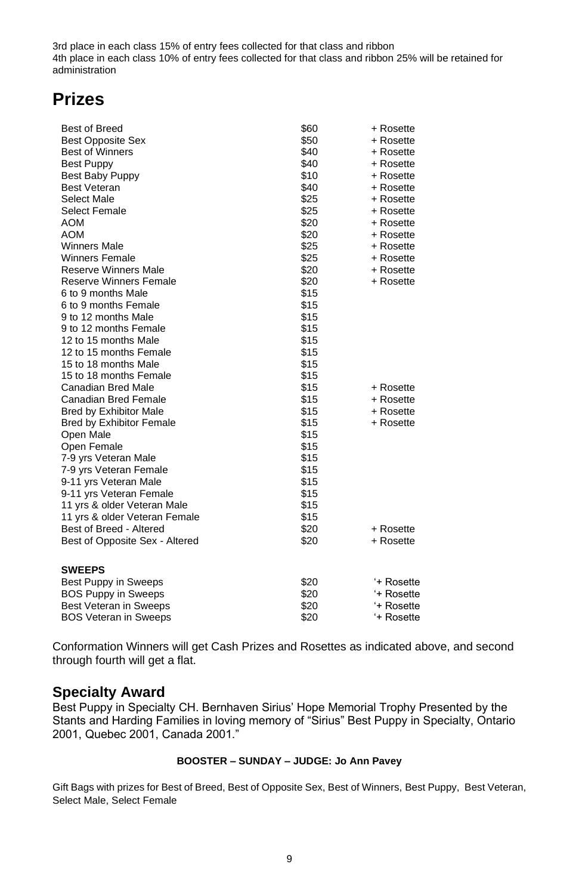3rd place in each class 15% of entry fees collected for that class and ribbon
4th place in each class 10% of entry fees collected for that class and ribbon 25% will be retained for administration

# Prizes

| | | |
|---|---|---|
| Best of Breed | $60 | + Rosette |
| Best Opposite Sex | $50 | + Rosette |
| Best of Winners | $40 | + Rosette |
| Best Puppy | $40 | + Rosette |
| Best Baby Puppy | $10 | + Rosette |
| Best Veteran | $40 | + Rosette |
| Select Male | $25 | + Rosette |
| Select Female | $25 | + Rosette |
| AOM | $20 | + Rosette |
| AOM | $20 | + Rosette |
| Winners Male | $25 | + Rosette |
| Winners Female | $25 | + Rosette |
| Reserve Winners Male | $20 | + Rosette |
| Reserve Winners Female | $20 | + Rosette |
| 6 to 9 months Male | $15 | |
| 6 to 9 months Female | $15 | |
| 9 to 12 months Male | $15 | |
| 9 to 12 months Female | $15 | |
| 12 to 15 months Male | $15 | |
| 12 to 15 months Female | $15 | |
| 15 to 18 months Male | $15 | |
| 15 to 18 months Female | $15 | |
| Canadian Bred Male | $15 | + Rosette |
| Canadian Bred Female | $15 | + Rosette |
| Bred by Exhibitor Male | $15 | + Rosette |
| Bred by Exhibitor Female | $15 | + Rosette |
| Open Male | $15 | |
| Open Female | $15 | |
| 7-9 yrs Veteran Male | $15 | |
| 7-9 yrs Veteran Female | $15 | |
| 9-11 yrs Veteran Male | $15 | |
| 9-11 yrs Veteran Female | $15 | |
| 11 yrs & older Veteran Male | $15 | |
| 11 yrs & older Veteran Female | $15 | |
| Best of Breed - Altered | $20 | + Rosette |
| Best of Opposite Sex - Altered | $20 | + Rosette |
| **SWEEPS** | | |
| Best Puppy in Sweeps | $20 | '+ Rosette |
| BOS Puppy in Sweeps | $20 | '+ Rosette |
| Best Veteran in Sweeps | $20 | '+ Rosette |
| BOS Veteran in Sweeps | $20 | '+ Rosette |

Conformation Winners will get Cash Prizes and Rosettes as indicated above, and second through fourth will get a flat.

## Specialty Award

Best Puppy in Specialty CH. Bernhaven Sirius' Hope Memorial Trophy Presented by the Stants and Harding Families in loving memory of "Sirius" Best Puppy in Specialty, Ontario 2001, Quebec 2001, Canada 2001."

**BOOSTER – SUNDAY – JUDGE: Jo Ann Pavey**

Gift Bags with prizes for Best of Breed, Best of Opposite Sex, Best of Winners, Best Puppy, Best Veteran, Select Male, Select Female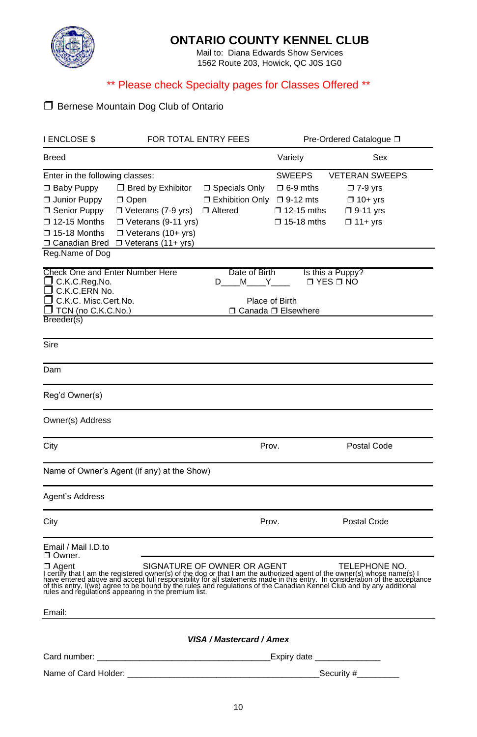# ONTARIO COUNTY KENNEL CLUB

Mail to: Diana Edwards Show Services
1562 Route 203, Howick, QC J0S 1G0

** Please check Specialty pages for Classes Offered **

❒ Bernese Mountain Dog Club of Ontario

I ENCLOSE $ FOR TOTAL ENTRY FEES Pre-Ordered Catalogue ❒

Breed Variety Sex

Enter in the following classes:

| | | | SWEEPS | VETERAN SWEEPS |
|---|---|---|---|---|
| ❒ Baby Puppy | ❒ Bred by Exhibitor | ❒ Specials Only | ❒ 6-9 mths | ❒ 7-9 yrs |
| ❒ Junior Puppy | ❒ Open | ❒ Exhibition Only | ❒ 9-12 mts | ❒ 10+ yrs |
| ❒ Senior Puppy | ❒ Veterans (7-9 yrs) | ❒ Altered | ❒ 12-15 mths | ❒ 9-11 yrs |
| ❒ 12-15 Months | ❒ Veterans (9-11 yrs) | | ❒ 15-18 mths | ❒ 11+ yrs |
| ❒ 15-18 Months | ❒ Veterans (10+ yrs) | | | |
| ❒ Canadian Bred | ❒ Veterans (11+ yrs) | | | |

Reg.Name of Dog

Check One and Enter Number Here
❒ C.K.C.Reg.No.
❒ C.K.C.ERN No.
❒ C.K.C. Misc.Cert.No.
❒ TCN (no C.K.C.No.)

Date of Birth
D____M____Y____

Is this a Puppy?
❒ YES ❒ NO

Place of Birth
❒ Canada ❒ Elsewhere

Breeder(s)

Sire

Dam

Reg'd Owner(s)

Owner(s) Address

City Prov. Postal Code

Name of Owner's Agent (if any) at the Show)

Agent's Address

City Prov. Postal Code

Email / Mail I.D.to
❒ Owner.
❒ Agent

SIGNATURE OF OWNER OR AGENT TELEPHONE NO.

I certify that I am the registered owner(s) of the dog or that I am the authorized agent of the owner(s) whose name(s) I have entered above and accept full responsibility for all statements made in this entry. In consideration of the acceptance of this entry, I(we) agree to be bound by the rules and regulations of the Canadian Kennel Club and by any additional rules and regulations appearing in the premium list.

Email:

***VISA / Mastercard / Amex***

Card number: ___________________________________Expiry date ______________

Name of Card Holder: ________________________________________Security #_________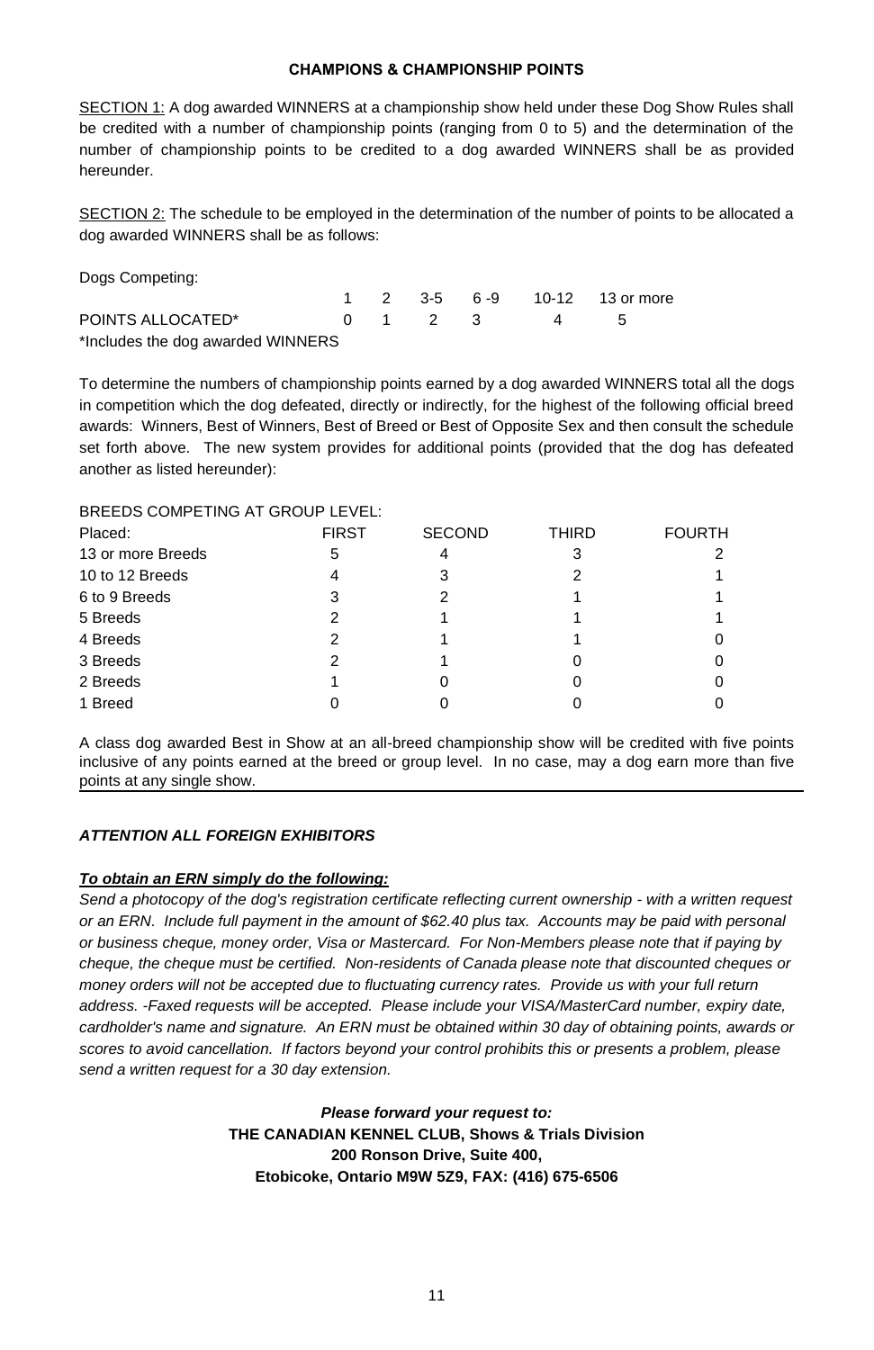## CHAMPIONS & CHAMPIONSHIP POINTS

SECTION 1: A dog awarded WINNERS at a championship show held under these Dog Show Rules shall be credited with a number of championship points (ranging from 0 to 5) and the determination of the number of championship points to be credited to a dog awarded WINNERS shall be as provided hereunder.

SECTION 2: The schedule to be employed in the determination of the number of points to be allocated a dog awarded WINNERS shall be as follows:

| Dogs Competing: | 1 | 2 | 3-5 | 6 -9 | 10-12 | 13 or more |
|---|---|---|---|---|---|---|
| POINTS ALLOCATED* | 0 | 1 | 2 | 3 | 4 | 5 |

*Includes the dog awarded WINNERS

To determine the numbers of championship points earned by a dog awarded WINNERS total all the dogs in competition which the dog defeated, directly or indirectly, for the highest of the following official breed awards: Winners, Best of Winners, Best of Breed or Best of Opposite Sex and then consult the schedule set forth above. The new system provides for additional points (provided that the dog has defeated another as listed hereunder):

BREEDS COMPETING AT GROUP LEVEL:

| Placed: | FIRST | SECOND | THIRD | FOURTH |
|---|---|---|---|---|
| 13 or more Breeds | 5 | 4 | 3 | 2 |
| 10 to 12 Breeds | 4 | 3 | 2 | 1 |
| 6 to 9 Breeds | 3 | 2 | 1 | 1 |
| 5 Breeds | 2 | 1 | 1 | 1 |
| 4 Breeds | 2 | 1 | 1 | 0 |
| 3 Breeds | 2 | 1 | 0 | 0 |
| 2 Breeds | 1 | 0 | 0 | 0 |
| 1 Breed | 0 | 0 | 0 | 0 |

A class dog awarded Best in Show at an all-breed championship show will be credited with five points inclusive of any points earned at the breed or group level. In no case, may a dog earn more than five points at any single show.

***ATTENTION ALL FOREIGN EXHIBITORS***

***To obtain an ERN simply do the following:***

*Send a photocopy of the dog's registration certificate reflecting current ownership - with a written request or an ERN. Include full payment in the amount of $62.40 plus tax. Accounts may be paid with personal or business cheque, money order, Visa or Mastercard. For Non-Members please note that if paying by cheque, the cheque must be certified. Non-residents of Canada please note that discounted cheques or money orders will not be accepted due to fluctuating currency rates. Provide us with your full return address. -Faxed requests will be accepted. Please include your VISA/MasterCard number, expiry date, cardholder's name and signature. An ERN must be obtained within 30 day of obtaining points, awards or scores to avoid cancellation. If factors beyond your control prohibits this or presents a problem, please send a written request for a 30 day extension.*

***Please forward your request to:***
**THE CANADIAN KENNEL CLUB, Shows & Trials Division**
**200 Ronson Drive, Suite 400,**
**Etobicoke, Ontario M9W 5Z9, FAX: (416) 675-6506**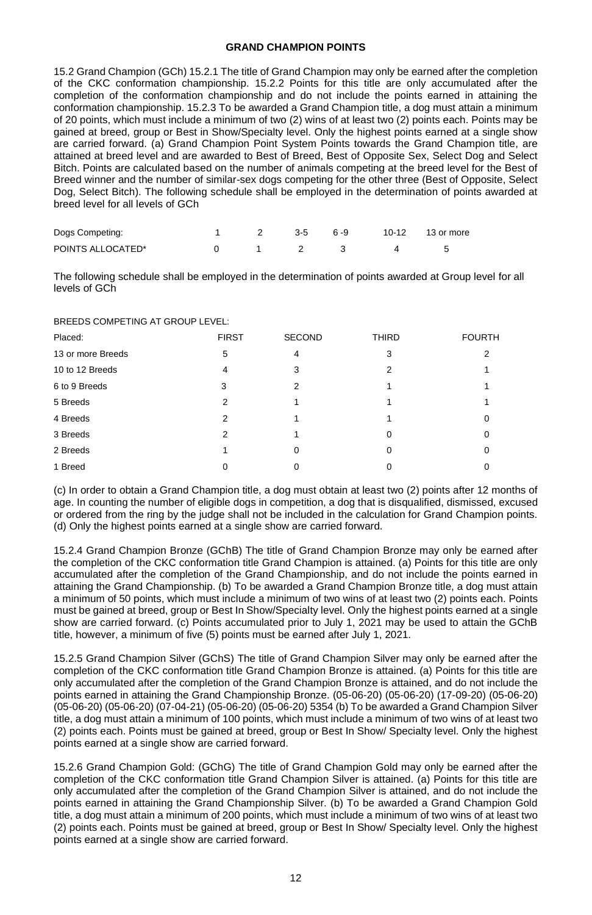## GRAND CHAMPION POINTS

15.2 Grand Champion (GCh) 15.2.1 The title of Grand Champion may only be earned after the completion of the CKC conformation championship. 15.2.2 Points for this title are only accumulated after the completion of the conformation championship and do not include the points earned in attaining the conformation championship. 15.2.3 To be awarded a Grand Champion title, a dog must attain a minimum of 20 points, which must include a minimum of two (2) wins of at least two (2) points each. Points may be gained at breed, group or Best in Show/Specialty level. Only the highest points earned at a single show are carried forward. (a) Grand Champion Point System Points towards the Grand Champion title, are attained at breed level and are awarded to Best of Breed, Best of Opposite Sex, Select Dog and Select Bitch. Points are calculated based on the number of animals competing at the breed level for the Best of Breed winner and the number of similar-sex dogs competing for the other three (Best of Opposite, Select Dog, Select Bitch). The following schedule shall be employed in the determination of points awarded at breed level for all levels of GCh

| Dogs Competing: | 1 | 2 | 3-5 | 6 -9 | 10-12 | 13 or more |
|---|---|---|---|---|---|---|
| POINTS ALLOCATED* | 0 | 1 | 2 | 3 | 4 | 5 |

The following schedule shall be employed in the determination of points awarded at Group level for all levels of GCh

BREEDS COMPETING AT GROUP LEVEL:

| Placed: | FIRST | SECOND | THIRD | FOURTH |
|---|---|---|---|---|
| 13 or more Breeds | 5 | 4 | 3 | 2 |
| 10 to 12 Breeds | 4 | 3 | 2 | 1 |
| 6 to 9 Breeds | 3 | 2 | 1 | 1 |
| 5 Breeds | 2 | 1 | 1 | 1 |
| 4 Breeds | 2 | 1 | 1 | 0 |
| 3 Breeds | 2 | 1 | 0 | 0 |
| 2 Breeds | 1 | 0 | 0 | 0 |
| 1 Breed | 0 | 0 | 0 | 0 |

(c) In order to obtain a Grand Champion title, a dog must obtain at least two (2) points after 12 months of age. In counting the number of eligible dogs in competition, a dog that is disqualified, dismissed, excused or ordered from the ring by the judge shall not be included in the calculation for Grand Champion points. (d) Only the highest points earned at a single show are carried forward.

15.2.4 Grand Champion Bronze (GChB) The title of Grand Champion Bronze may only be earned after the completion of the CKC conformation title Grand Champion is attained. (a) Points for this title are only accumulated after the completion of the Grand Championship, and do not include the points earned in attaining the Grand Championship. (b) To be awarded a Grand Champion Bronze title, a dog must attain a minimum of 50 points, which must include a minimum of two wins of at least two (2) points each. Points must be gained at breed, group or Best In Show/Specialty level. Only the highest points earned at a single show are carried forward. (c) Points accumulated prior to July 1, 2021 may be used to attain the GChB title, however, a minimum of five (5) points must be earned after July 1, 2021.

15.2.5 Grand Champion Silver (GChS) The title of Grand Champion Silver may only be earned after the completion of the CKC conformation title Grand Champion Bronze is attained. (a) Points for this title are only accumulated after the completion of the Grand Champion Bronze is attained, and do not include the points earned in attaining the Grand Championship Bronze. (05-06-20) (05-06-20) (17-09-20) (05-06-20) (05-06-20) (05-06-20) (07-04-21) (05-06-20) (05-06-20) 5354 (b) To be awarded a Grand Champion Silver title, a dog must attain a minimum of 100 points, which must include a minimum of two wins of at least two (2) points each. Points must be gained at breed, group or Best In Show/ Specialty level. Only the highest points earned at a single show are carried forward.

15.2.6 Grand Champion Gold: (GChG) The title of Grand Champion Gold may only be earned after the completion of the CKC conformation title Grand Champion Silver is attained. (a) Points for this title are only accumulated after the completion of the Grand Champion Silver is attained, and do not include the points earned in attaining the Grand Championship Silver. (b) To be awarded a Grand Champion Gold title, a dog must attain a minimum of 200 points, which must include a minimum of two wins of at least two (2) points each. Points must be gained at breed, group or Best In Show/ Specialty level. Only the highest points earned at a single show are carried forward.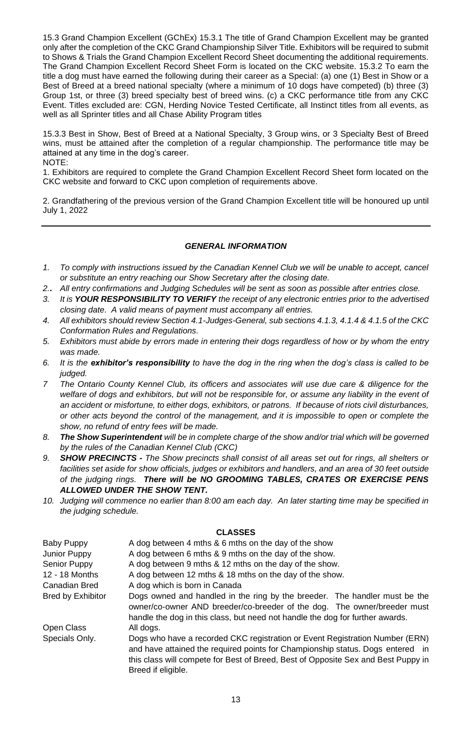15.3 Grand Champion Excellent (GChEx) 15.3.1 The title of Grand Champion Excellent may be granted only after the completion of the CKC Grand Championship Silver Title. Exhibitors will be required to submit to Shows & Trials the Grand Champion Excellent Record Sheet documenting the additional requirements. The Grand Champion Excellent Record Sheet Form is located on the CKC website. 15.3.2 To earn the title a dog must have earned the following during their career as a Special: (a) one (1) Best in Show or a Best of Breed at a breed national specialty (where a minimum of 10 dogs have competed) (b) three (3) Group 1st, or three (3) breed specialty best of breed wins. (c) a CKC performance title from any CKC Event. Titles excluded are: CGN, Herding Novice Tested Certificate, all Instinct titles from all events, as well as all Sprinter titles and all Chase Ability Program titles

15.3.3 Best in Show, Best of Breed at a National Specialty, 3 Group wins, or 3 Specialty Best of Breed wins, must be attained after the completion of a regular championship. The performance title may be attained at any time in the dog's career.

NOTE:

1. Exhibitors are required to complete the Grand Champion Excellent Record Sheet form located on the CKC website and forward to CKC upon completion of requirements above.

2. Grandfathering of the previous version of the Grand Champion Excellent title will be honoured up until July 1, 2022

---

## *GENERAL INFORMATION*

1. *To comply with instructions issued by the Canadian Kennel Club we will be unable to accept, cancel or substitute an entry reaching our Show Secretary after the closing date.*
2. *All entry confirmations and Judging Schedules will be sent as soon as possible after entries close.*
3. *It is **YOUR RESPONSIBILITY TO VERIFY** the receipt of any electronic entries prior to the advertised closing date. A valid means of payment must accompany all entries.*
4. *All exhibitors should review Section 4.1-Judges-General, sub sections 4.1.3, 4.1.4 & 4.1.5 of the CKC Conformation Rules and Regulations.*
5. *Exhibitors must abide by errors made in entering their dogs regardless of how or by whom the entry was made.*
6. *It is the **exhibitor's responsibility** to have the dog in the ring when the dog's class is called to be judged.*
7. *The Ontario County Kennel Club, its officers and associates will use due care & diligence for the welfare of dogs and exhibitors, but will not be responsible for, or assume any liability in the event of an accident or misfortune, to either dogs, exhibitors, or patrons. If because of riots civil disturbances, or other acts beyond the control of the management, and it is impossible to open or complete the show, no refund of entry fees will be made.*
8. ***The Show Superintendent** will be in complete charge of the show and/or trial which will be governed by the rules of the Canadian Kennel Club (CKC)*
9. ***SHOW PRECINCTS -** The Show precincts shall consist of all areas set out for rings, all shelters or facilities set aside for show officials, judges or exhibitors and handlers, and an area of 30 feet outside of the judging rings. **There will be NO GROOMING TABLES, CRATES OR EXERCISE PENS ALLOWED UNDER THE SHOW TENT.***
10. *Judging will commence no earlier than 8:00 am each day. An later starting time may be specified in the judging schedule.*

## CLASSES

| | |
|---|---|
| Baby Puppy | A dog between 4 mths & 6 mths on the day of the show |
| Junior Puppy | A dog between 6 mths & 9 mths on the day of the show. |
| Senior Puppy | A dog between 9 mths & 12 mths on the day of the show. |
| 12 - 18 Months | A dog between 12 mths & 18 mths on the day of the show. |
| Canadian Bred | A dog which is born in Canada |
| Bred by Exhibitor | Dogs owned and handled in the ring by the breeder. The handler must be the owner/co-owner AND breeder/co-breeder of the dog. The owner/breeder must handle the dog in this class, but need not handle the dog for further awards. |
| Open Class | All dogs. |
| Specials Only. | Dogs who have a recorded CKC registration or Event Registration Number (ERN) and have attained the required points for Championship status. Dogs entered in this class will compete for Best of Breed, Best of Opposite Sex and Best Puppy in Breed if eligible. |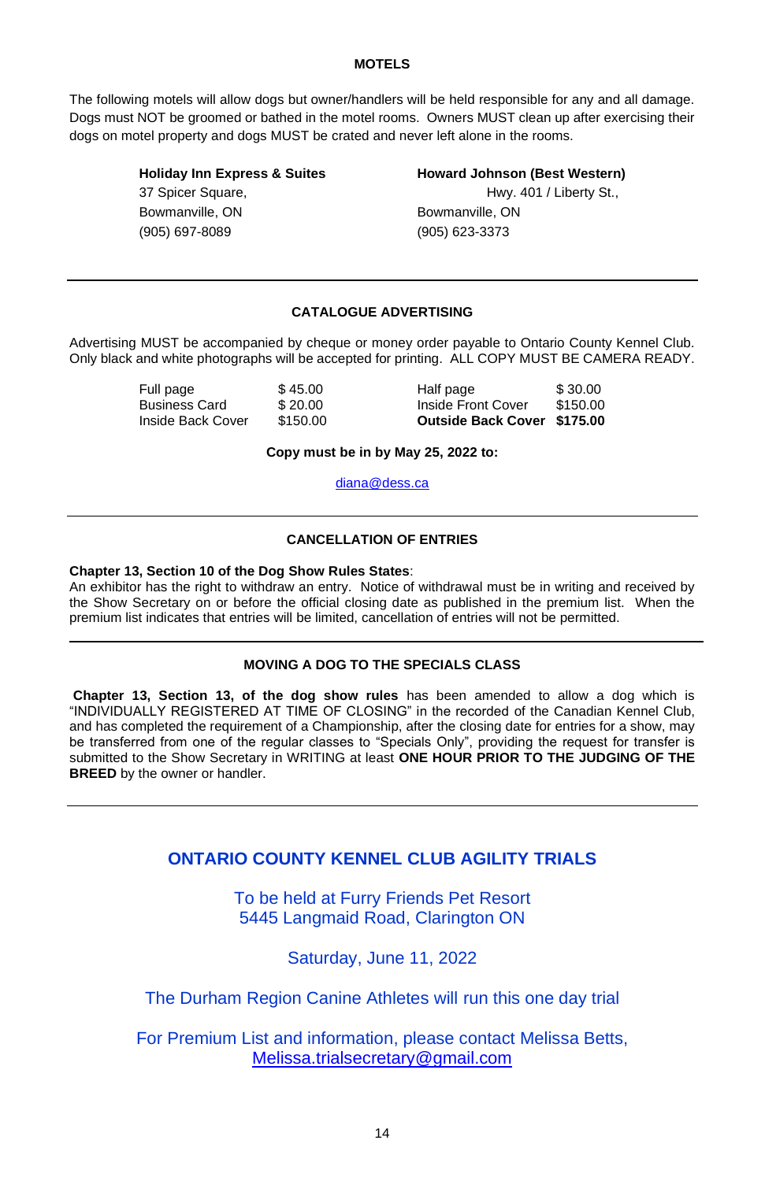## MOTELS

The following motels will allow dogs but owner/handlers will be held responsible for any and all damage. Dogs must NOT be groomed or bathed in the motel rooms. Owners MUST clean up after exercising their dogs on motel property and dogs MUST be crated and never left alone in the rooms.

**Holiday Inn Express & Suites**
37 Spicer Square,
Bowmanville, ON
(905) 697-8089

**Howard Johnson (Best Western)**
Hwy. 401 / Liberty St.,
Bowmanville, ON
(905) 623-3373

---

## CATALOGUE ADVERTISING

Advertising MUST be accompanied by cheque or money order payable to Ontario County Kennel Club. Only black and white photographs will be accepted for printing. ALL COPY MUST BE CAMERA READY.

| | | | |
|---|---|---|---|
| Full page | $ 45.00 | Half page | $ 30.00 |
| Business Card | $ 20.00 | Inside Front Cover | $150.00 |
| Inside Back Cover | $150.00 | **Outside Back Cover** | **$175.00** |

**Copy must be in by May 25, 2022 to:**

diana@dess.ca

---

## CANCELLATION OF ENTRIES

**Chapter 13, Section 10 of the Dog Show Rules States**:
An exhibitor has the right to withdraw an entry. Notice of withdrawal must be in writing and received by the Show Secretary on or before the official closing date as published in the premium list. When the premium list indicates that entries will be limited, cancellation of entries will not be permitted.

---

## MOVING A DOG TO THE SPECIALS CLASS

**Chapter 13, Section 13, of the dog show rules** has been amended to allow a dog which is "INDIVIDUALLY REGISTERED AT TIME OF CLOSING" in the recorded of the Canadian Kennel Club, and has completed the requirement of a Championship, after the closing date for entries for a show, may be transferred from one of the regular classes to "Specials Only", providing the request for transfer is submitted to the Show Secretary in WRITING at least **ONE HOUR PRIOR TO THE JUDGING OF THE BREED** by the owner or handler.

---

## ONTARIO COUNTY KENNEL CLUB AGILITY TRIALS

To be held at Furry Friends Pet Resort
5445 Langmaid Road, Clarington ON

Saturday, June 11, 2022

The Durham Region Canine Athletes will run this one day trial

For Premium List and information, please contact Melissa Betts,
Melissa.trialsecretary@gmail.com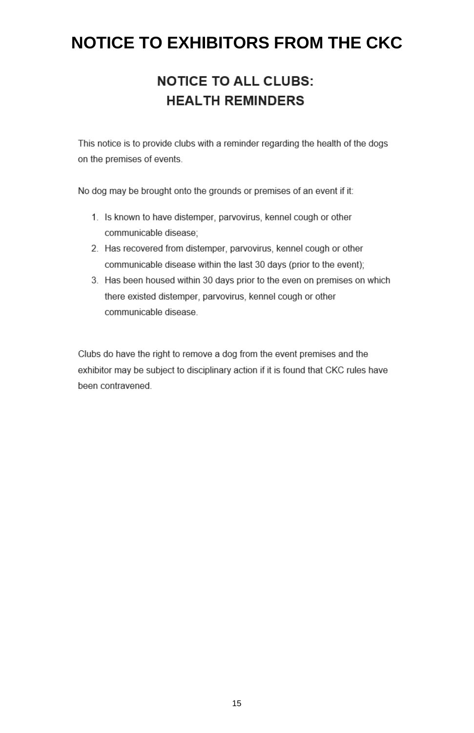# NOTICE TO EXHIBITORS FROM THE CKC

## NOTICE TO ALL CLUBS:
## HEALTH REMINDERS

This notice is to provide clubs with a reminder regarding the health of the dogs on the premises of events.

No dog may be brought onto the grounds or premises of an event if it:

1. Is known to have distemper, parvovirus, kennel cough or other communicable disease;
2. Has recovered from distemper, parvovirus, kennel cough or other communicable disease within the last 30 days (prior to the event);
3. Has been housed within 30 days prior to the even on premises on which there existed distemper, parvovirus, kennel cough or other communicable disease.

Clubs do have the right to remove a dog from the event premises and the exhibitor may be subject to disciplinary action if it is found that CKC rules have been contravened.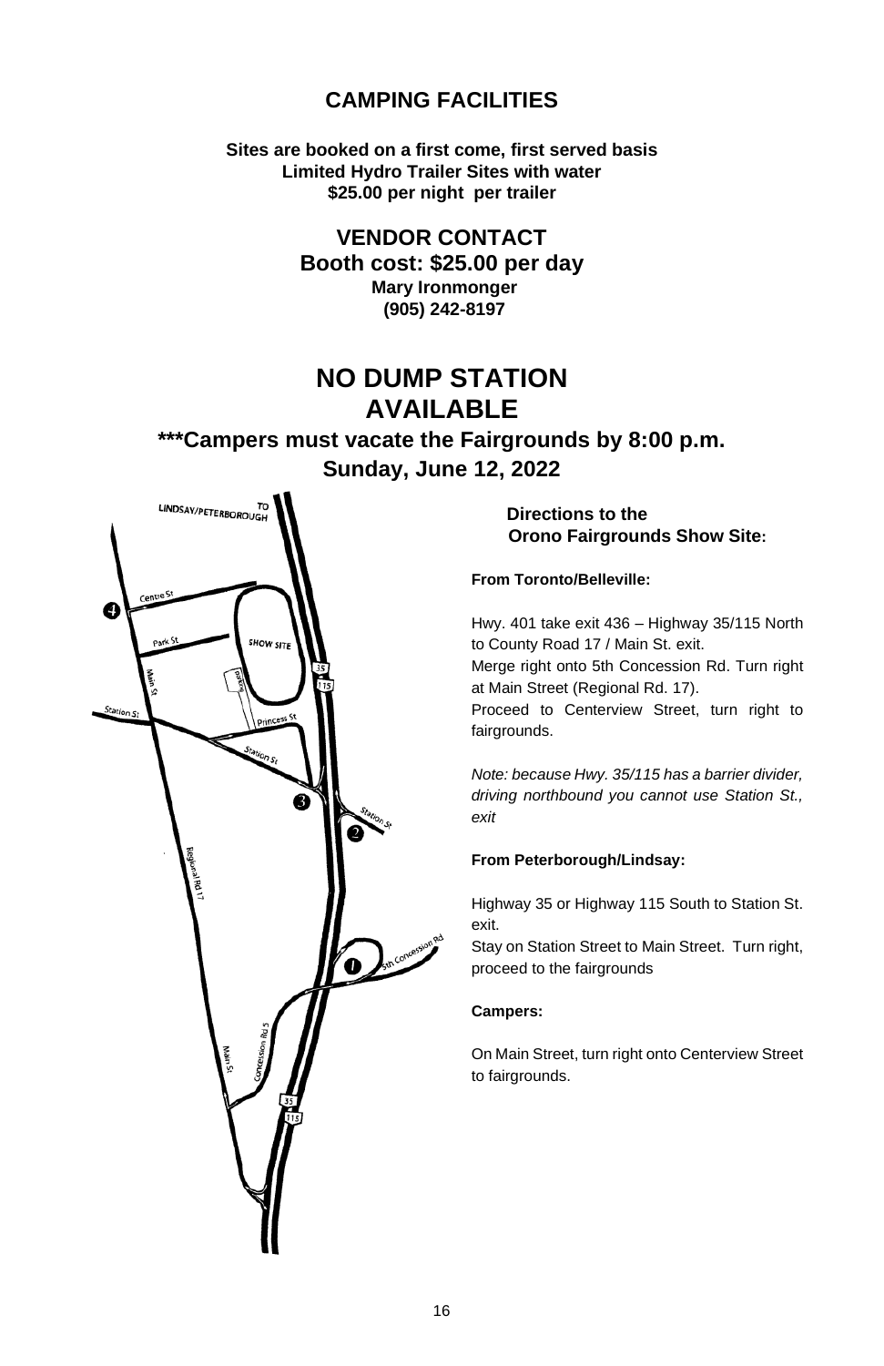## CAMPING FACILITIES

**Sites are booked on a first come, first served basis**
**Limited Hydro Trailer Sites with water**
**$25.00 per night per trailer**

### VENDOR CONTACT

**Booth cost: $25.00 per day**
**Mary Ironmonger**
**(905) 242-8197**

# NO DUMP STATION AVAILABLE

**\*\*\*Campers must vacate the Fairgrounds by 8:00 p.m. Sunday, June 12, 2022**

TO LINDSAY/PETERBOROUGH
Centre St
Park St
SHOW SITE
Main St
parking
Station St
Princess St
Station St
35
115
Station St
Regional Rd 17
5th Concession Rd
Concession Rd 5
Main St
35
115
1
2
3
4

**Directions to the Orono Fairgrounds Show Site:**

**From Toronto/Belleville:**

Hwy. 401 take exit 436 – Highway 35/115 North to County Road 17 / Main St. exit.
Merge right onto 5th Concession Rd. Turn right at Main Street (Regional Rd. 17).
Proceed to Centerview Street, turn right to fairgrounds.

*Note: because Hwy. 35/115 has a barrier divider, driving northbound you cannot use Station St., exit*

**From Peterborough/Lindsay:**

Highway 35 or Highway 115 South to Station St. exit.
Stay on Station Street to Main Street. Turn right, proceed to the fairgrounds

**Campers:**

On Main Street, turn right onto Centerview Street to fairgrounds.